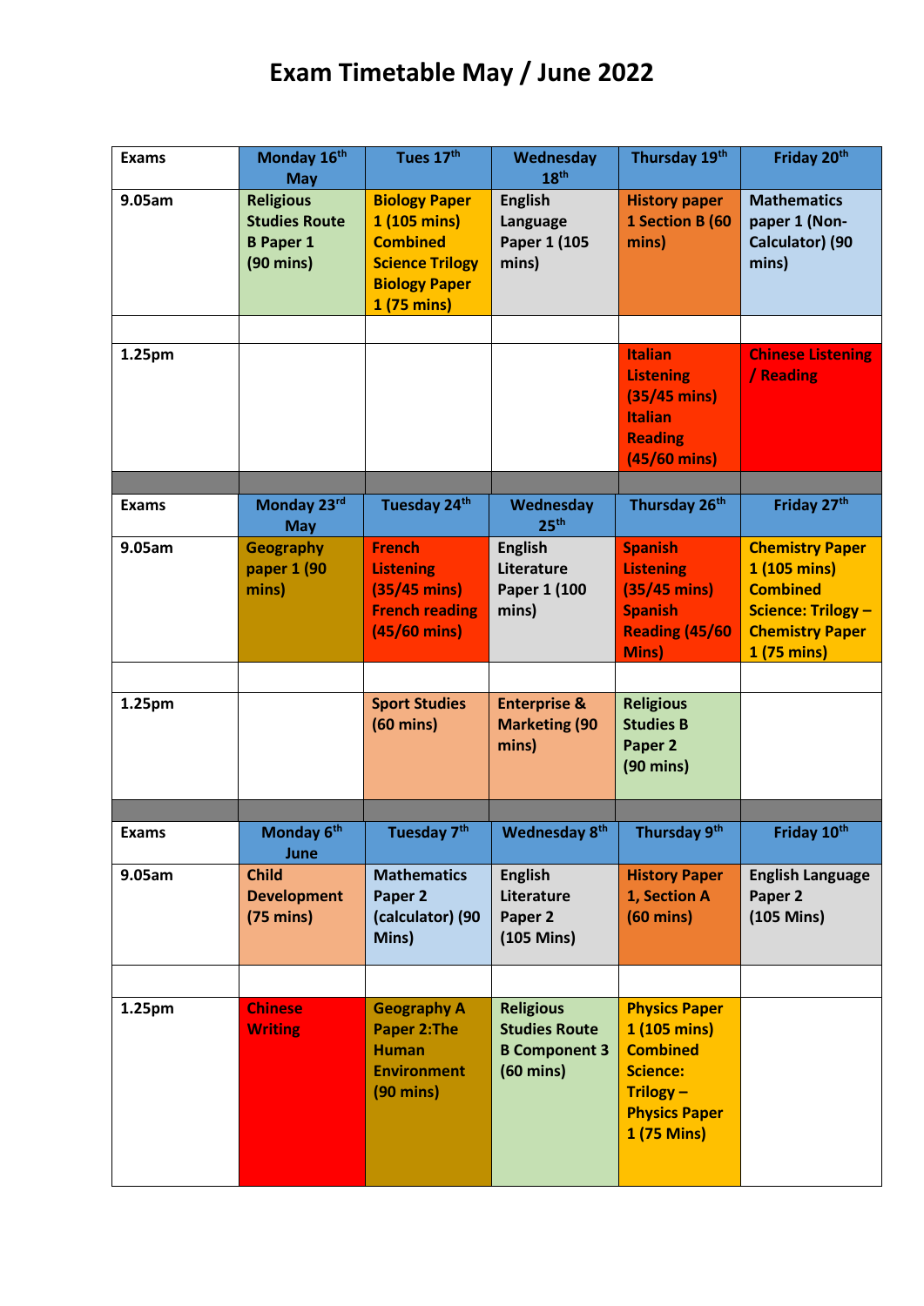# Exam Timetable May / June 2022

| Exams | Monday 16th May | Tues 17th | Wednesday 18th | Thursday 19th | Friday 20th |
|---|---|---|---|---|---|
| 9.05am | Religious Studies Route B Paper 1 (90 mins) | Biology Paper 1 (105 mins) Combined Science Trilogy Biology Paper 1 (75 mins) | English Language Paper 1 (105 mins) | History paper 1 Section B (60 mins) | Mathematics paper 1 (Non-Calculator) (90 mins) |
| | | | | | |
| 1.25pm | | | | Italian Listening (35/45 mins) Italian Reading (45/60 mins) | Chinese Listening / Reading |
| | | | | | |
| Exams | Monday 23rd May | Tuesday 24th | Wednesday 25th | Thursday 26th | Friday 27th |
| 9.05am | Geography paper 1 (90 mins) | French Listening (35/45 mins) French reading (45/60 mins) | English Literature Paper 1 (100 mins) | Spanish Listening (35/45 mins) Spanish Reading (45/60 Mins) | Chemistry Paper 1 (105 mins) Combined Science: Trilogy – Chemistry Paper 1 (75 mins) |
| | | | | | |
| 1.25pm | | Sport Studies (60 mins) | Enterprise & Marketing (90 mins) | Religious Studies B Paper 2 (90 mins) | |
| | | | | | |
| Exams | Monday 6th June | Tuesday 7th | Wednesday 8th | Thursday 9th | Friday 10th |
| 9.05am | Child Development (75 mins) | Mathematics Paper 2 (calculator) (90 Mins) | English Literature Paper 2 (105 Mins) | History Paper 1, Section A (60 mins) | English Language Paper 2 (105 Mins) |
| | | | | | |
| 1.25pm | Chinese Writing | Geography A Paper 2:The Human Environment (90 mins) | Religious Studies Route B Component 3 (60 mins) | Physics Paper 1 (105 mins) Combined Science: Trilogy – Physics Paper 1 (75 Mins) | |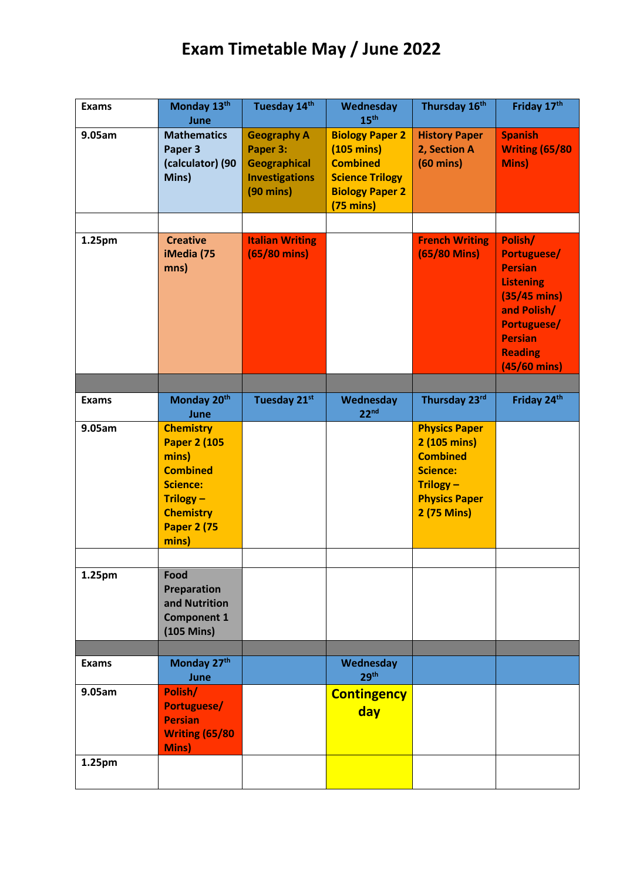# Exam Timetable May / June 2022

| Exams | Monday 13th June | Tuesday 14th | Wednesday 15th | Thursday 16th | Friday 17th |
|---|---|---|---|---|---|
| 9.05am | Mathematics Paper 3 (calculator) (90 Mins) | Geography A Paper 3: Geographical Investigations (90 mins) | Biology Paper 2 (105 mins) Combined Science Trilogy Biology Paper 2 (75 mins) | History Paper 2, Section A (60 mins) | Spanish Writing (65/80 Mins) |
| | | | | | |
| 1.25pm | Creative iMedia (75 mns) | Italian Writing (65/80 mins) | | French Writing (65/80 Mins) | Polish/ Portuguese/ Persian Listening (35/45 mins) and Polish/ Portuguese/ Persian Reading (45/60 mins) |
| | | | | | |
| **Exams** | **Monday 20th June** | **Tuesday 21st** | **Wednesday 22nd** | **Thursday 23rd** | **Friday 24th** |
| 9.05am | Chemistry Paper 2 (105 mins) Combined Science: Trilogy – Chemistry Paper 2 (75 mins) | | | Physics Paper 2 (105 mins) Combined Science: Trilogy – Physics Paper 2 (75 Mins) | |
| | | | | | |
| 1.25pm | Food Preparation and Nutrition Component 1 (105 Mins) | | | | |
| | | | | | |
| **Exams** | **Monday 27th June** | | **Wednesday 29th** | | |
| 9.05am | Polish/ Portuguese/ Persian Writing (65/80 Mins) | | Contingency day | | |
| 1.25pm | | | | | |